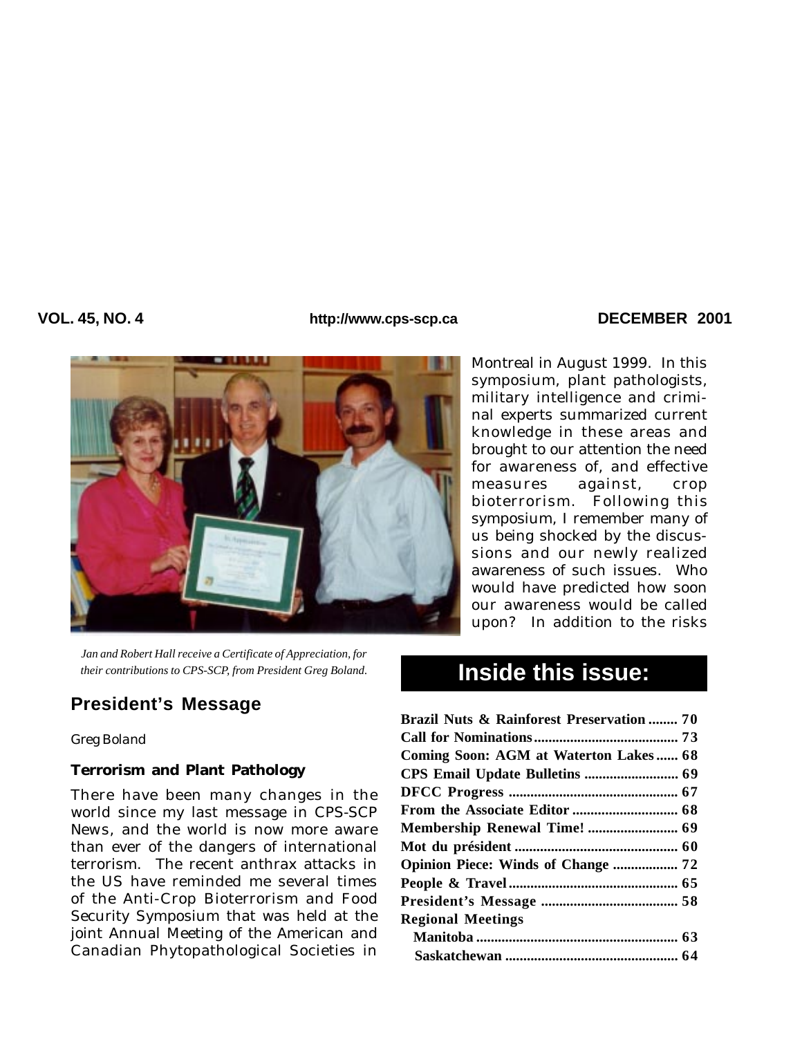VOL. 45, NO. 4 http://www.cps-scp.ca DECEMBER 2001

*Jan and Robert Hall receive a Certificate of Appreciation, for their contributions to CPS-SCP, from President Greg Boland.*

## President's Message

Greg Boland

### Terrorism and Plant Pathology

There have been many changes in the world since my last message in CPS-SCP News, and the world is now more aware than ever of the dangers of international terrorism. The recent anthrax attacks in the US have reminded me several times of the Anti-Crop Bioterrorism and Food Security Symposium that was held at the joint Annual Meeting of the American and Canadian Phytopathological Societies in Montreal in August 1999. In this symposium, plant pathologists, military intelligence and criminal experts summarized current knowledge in these areas and brought to our attention the need for awareness of, and effective measures against, crop bioterrorism. Following this symposium, I remember many of us being shocked by the discussions and our newly realized awareness of such issues. Who would have predicted how soon our awareness would be called upon? In addition to the risks

## Inside this issue:

| | |
|---|---|
| **Brazil Nuts & Rainforest Preservation** | **70** |
| **Call for Nominations** | **73** |
| **Coming Soon: AGM at Waterton Lakes** | **68** |
| **CPS Email Update Bulletins** | **69** |
| **DFCC Progress** | **67** |
| **From the Associate Editor** | **68** |
| **Membership Renewal Time!** | **69** |
| **Mot du président** | **60** |
| **Opinion Piece: Winds of Change** | **72** |
| **People & Travel** | **65** |
| **President's Message** | **58** |
| **Regional Meetings** | |
| **Manitoba** | **63** |
| **Saskatchewan** | **64** |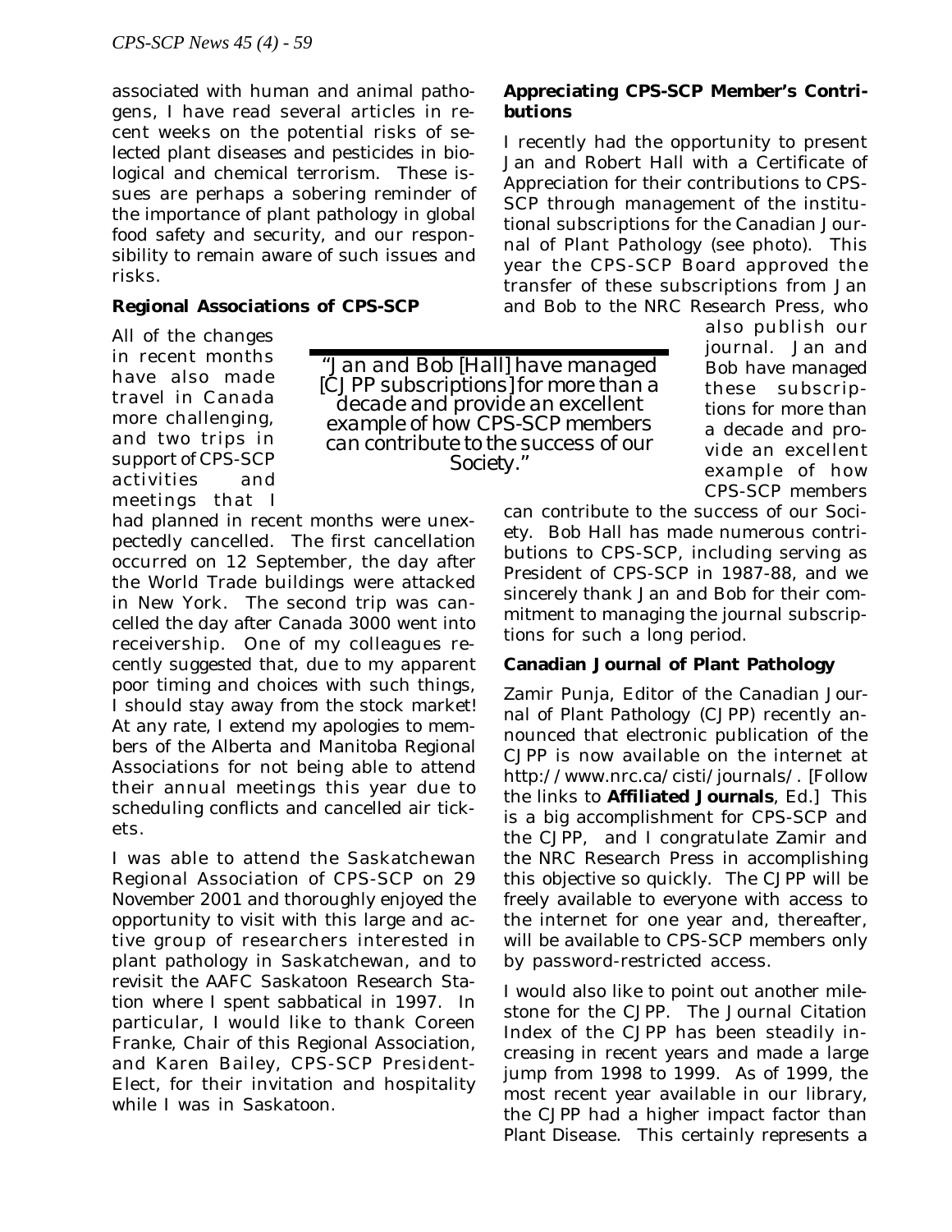associated with human and animal pathogens, I have read several articles in recent weeks on the potential risks of selected plant diseases and pesticides in biological and chemical terrorism. These issues are perhaps a sobering reminder of the importance of plant pathology in global food safety and security, and our responsibility to remain aware of such issues and risks.

**Regional Associations of CPS-SCP**

All of the changes in recent months have also made travel in Canada more challenging, and two trips in support of CPS-SCP activities and meetings that I had planned in recent months were unexpectedly cancelled. The first cancellation occurred on 12 September, the day after the World Trade buildings were attacked in New York. The second trip was cancelled the day after Canada 3000 went into receivership. One of my colleagues recently suggested that, due to my apparent poor timing and choices with such things, I should stay away from the stock market! At any rate, I extend my apologies to members of the Alberta and Manitoba Regional Associations for not being able to attend their annual meetings this year due to scheduling conflicts and cancelled air tickets.

I was able to attend the Saskatchewan Regional Association of CPS-SCP on 29 November 2001 and thoroughly enjoyed the opportunity to visit with this large and active group of researchers interested in plant pathology in Saskatchewan, and to revisit the AAFC Saskatoon Research Station where I spent sabbatical in 1997. In particular, I would like to thank Coreen Franke, Chair of this Regional Association, and Karen Bailey, CPS-SCP President-Elect, for their invitation and hospitality while I was in Saskatoon.

**Appreciating CPS-SCP Member's Contributions**

I recently had the opportunity to present Jan and Robert Hall with a Certificate of Appreciation for their contributions to CPS-SCP through management of the institutional subscriptions for the Canadian Journal of Plant Pathology (see photo). This year the CPS-SCP Board approved the transfer of these subscriptions from Jan and Bob to the NRC Research Press, who also publish our journal. Jan and Bob have managed these subscriptions for more than a decade and provide an excellent example of how CPS-SCP members can contribute to the success of our Society. Bob Hall has made numerous contributions to CPS-SCP, including serving as President of CPS-SCP in 1987-88, and we sincerely thank Jan and Bob for their commitment to managing the journal subscriptions for such a long period.

> "Jan and Bob [Hall] have managed [CJPP subscriptions] for more than a decade and provide an excellent example of how CPS-SCP members can contribute to the success of our Society."

**Canadian Journal of Plant Pathology**

Zamir Punja, Editor of the Canadian Journal of Plant Pathology (CJPP) recently announced that electronic publication of the CJPP is now available on the internet at http://www.nrc.ca/cisti/journals/. [Follow the links to **Affiliated Journals**, Ed.] This is a big accomplishment for CPS-SCP and the CJPP, and I congratulate Zamir and the NRC Research Press in accomplishing this objective so quickly. The CJPP will be freely available to everyone with access to the internet for one year and, thereafter, will be available to CPS-SCP members only by password-restricted access.

I would also like to point out another milestone for the CJPP. The Journal Citation Index of the CJPP has been steadily increasing in recent years and made a large jump from 1998 to 1999. As of 1999, the most recent year available in our library, the CJPP had a higher impact factor than Plant Disease. This certainly represents a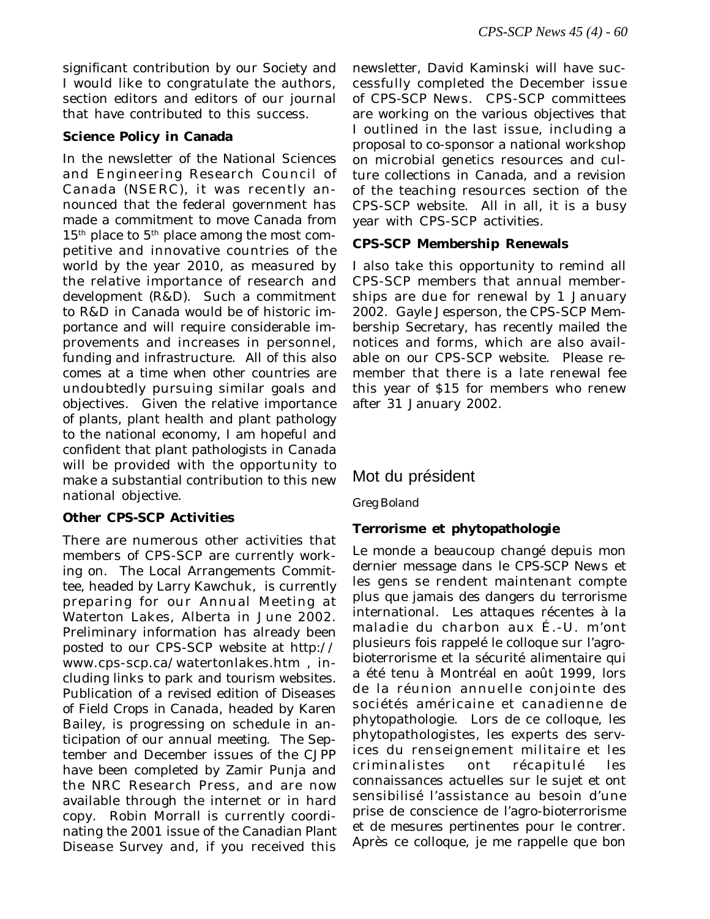significant contribution by our Society and I would like to congratulate the authors, section editors and editors of our journal that have contributed to this success.

**Science Policy in Canada**

In the newsletter of the National Sciences and Engineering Research Council of Canada (NSERC), it was recently announced that the federal government has made a commitment to move Canada from 15th place to 5th place among the most competitive and innovative countries of the world by the year 2010, as measured by the relative importance of research and development (R&D). Such a commitment to R&D in Canada would be of historic importance and will require considerable improvements and increases in personnel, funding and infrastructure. All of this also comes at a time when other countries are undoubtedly pursuing similar goals and objectives. Given the relative importance of plants, plant health and plant pathology to the national economy, I am hopeful and confident that plant pathologists in Canada will be provided with the opportunity to make a substantial contribution to this new national objective.

**Other CPS-SCP Activities**

There are numerous other activities that members of CPS-SCP are currently working on. The Local Arrangements Committee, headed by Larry Kawchuk, is currently preparing for our Annual Meeting at Waterton Lakes, Alberta in June 2002. Preliminary information has already been posted to our CPS-SCP website at http://www.cps-scp.ca/watertonlakes.htm , including links to park and tourism websites. Publication of a revised edition of Diseases of Field Crops in Canada, headed by Karen Bailey, is progressing on schedule in anticipation of our annual meeting. The September and December issues of the CJPP have been completed by Zamir Punja and the NRC Research Press, and are now available through the internet or in hard copy. Robin Morrall is currently coordinating the 2001 issue of the Canadian Plant Disease Survey and, if you received this newsletter, David Kaminski will have successfully completed the December issue of *CPS-SCP News*. CPS-SCP committees are working on the various objectives that I outlined in the last issue, including a proposal to co-sponsor a national workshop on microbial genetics resources and culture collections in Canada, and a revision of the teaching resources section of the CPS-SCP website. All in all, it is a busy year with CPS-SCP activities.

**CPS-SCP Membership Renewals**

I also take this opportunity to remind all CPS-SCP members that annual memberships are due for renewal by 1 January 2002. Gayle Jesperson, the CPS-SCP Membership Secretary, has recently mailed the notices and forms, which are also available on our CPS-SCP website. Please remember that there is a late renewal fee this year of $15 for members who renew after 31 January 2002.

## Mot du président

Greg Boland

**Terrorisme et phytopathologie**

Le monde a beaucoup changé depuis mon dernier message dans le CPS-SCP News et les gens se rendent maintenant compte plus que jamais des dangers du terrorisme international. Les attaques récentes à la maladie du charbon aux É.-U. m'ont plusieurs fois rappelé le colloque sur l'agro-bioterrorisme et la sécurité alimentaire qui a été tenu à Montréal en août 1999, lors de la réunion annuelle conjointe des sociétés américaine et canadienne de phytopathologie. Lors de ce colloque, les phytopathologistes, les experts des services du renseignement militaire et les criminalistes ont récapitulé les connaissances actuelles sur le sujet et ont sensibilisé l'assistance au besoin d'une prise de conscience de l'agro-bioterrorisme et de mesures pertinentes pour le contrer. Après ce colloque, je me rappelle que bon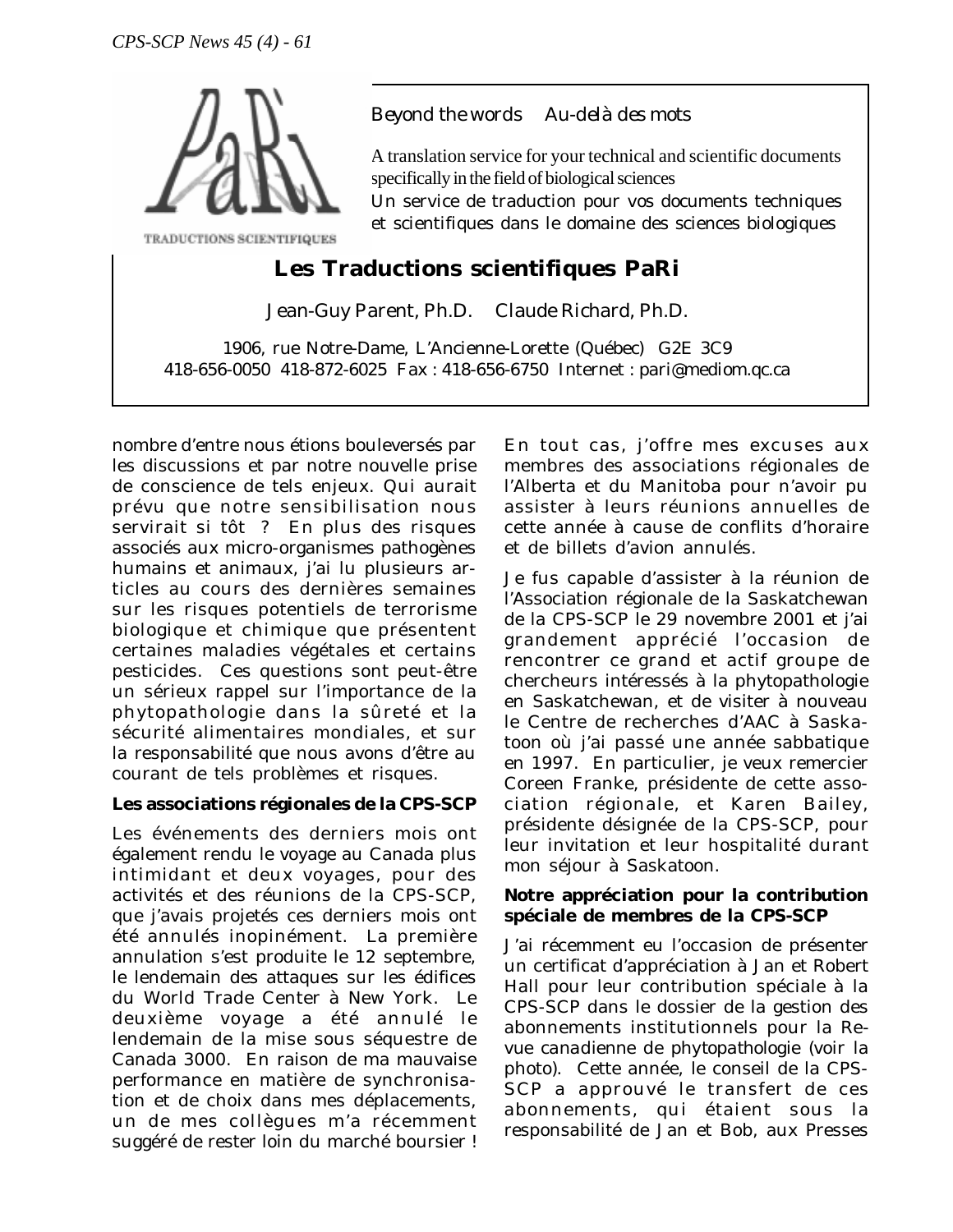Beyond the words    Au-delà des mots

A translation service for your technical and scientific documents specifically in the field of biological sciences
Un service de traduction pour vos documents techniques et scientifiques dans le domaine des sciences biologiques

TRADUCTIONS SCIENTIFIQUES

**Les Traductions scientifiques PaRi**

Jean-Guy Parent, Ph.D.    Claude Richard, Ph.D.

1906, rue Notre-Dame, L'Ancienne-Lorette (Québec)  G2E 3C9
418-656-0050  418-872-6025  Fax : 418-656-6750  Internet : pari@mediom.qc.ca

nombre d'entre nous étions bouleversés par les discussions et par notre nouvelle prise de conscience de tels enjeux. Qui aurait prévu que notre sensibilisation nous servirait si tôt ? En plus des risques associés aux micro-organismes pathogènes humains et animaux, j'ai lu plusieurs articles au cours des dernières semaines sur les risques potentiels de terrorisme biologique et chimique que présentent certaines maladies végétales et certains pesticides. Ces questions sont peut-être un sérieux rappel sur l'importance de la phytopathologie dans la sûreté et la sécurité alimentaires mondiales, et sur la responsabilité que nous avons d'être au courant de tels problèmes et risques.

**Les associations régionales de la CPS-SCP**

Les événements des derniers mois ont également rendu le voyage au Canada plus intimidant et deux voyages, pour des activités et des réunions de la CPS-SCP, que j'avais projetés ces derniers mois ont été annulés inopinément. La première annulation s'est produite le 12 septembre, le lendemain des attaques sur les édifices du World Trade Center à New York. Le deuxième voyage a été annulé le lendemain de la mise sous séquestre de Canada 3000. En raison de ma mauvaise performance en matière de synchronisation et de choix dans mes déplacements, un de mes collègues m'a récemment suggéré de rester loin du marché boursier !

En tout cas, j'offre mes excuses aux membres des associations régionales de l'Alberta et du Manitoba pour n'avoir pu assister à leurs réunions annuelles de cette année à cause de conflits d'horaire et de billets d'avion annulés.

Je fus capable d'assister à la réunion de l'Association régionale de la Saskatchewan de la CPS-SCP le 29 novembre 2001 et j'ai grandement apprécié l'occasion de rencontrer ce grand et actif groupe de chercheurs intéressés à la phytopathologie en Saskatchewan, et de visiter à nouveau le Centre de recherches d'AAC à Saskatoon où j'ai passé une année sabbatique en 1997. En particulier, je veux remercier Coreen Franke, présidente de cette association régionale, et Karen Bailey, présidente désignée de la CPS-SCP, pour leur invitation et leur hospitalité durant mon séjour à Saskatoon.

**Notre appréciation pour la contribution spéciale de membres de la CPS-SCP**

J'ai récemment eu l'occasion de présenter un certificat d'appréciation à Jan et Robert Hall pour leur contribution spéciale à la CPS-SCP dans le dossier de la gestion des abonnements institutionnels pour la Revue canadienne de phytopathologie (voir la photo). Cette année, le conseil de la CPS-SCP a approuvé le transfert de ces abonnements, qui étaient sous la responsabilité de Jan et Bob, aux Presses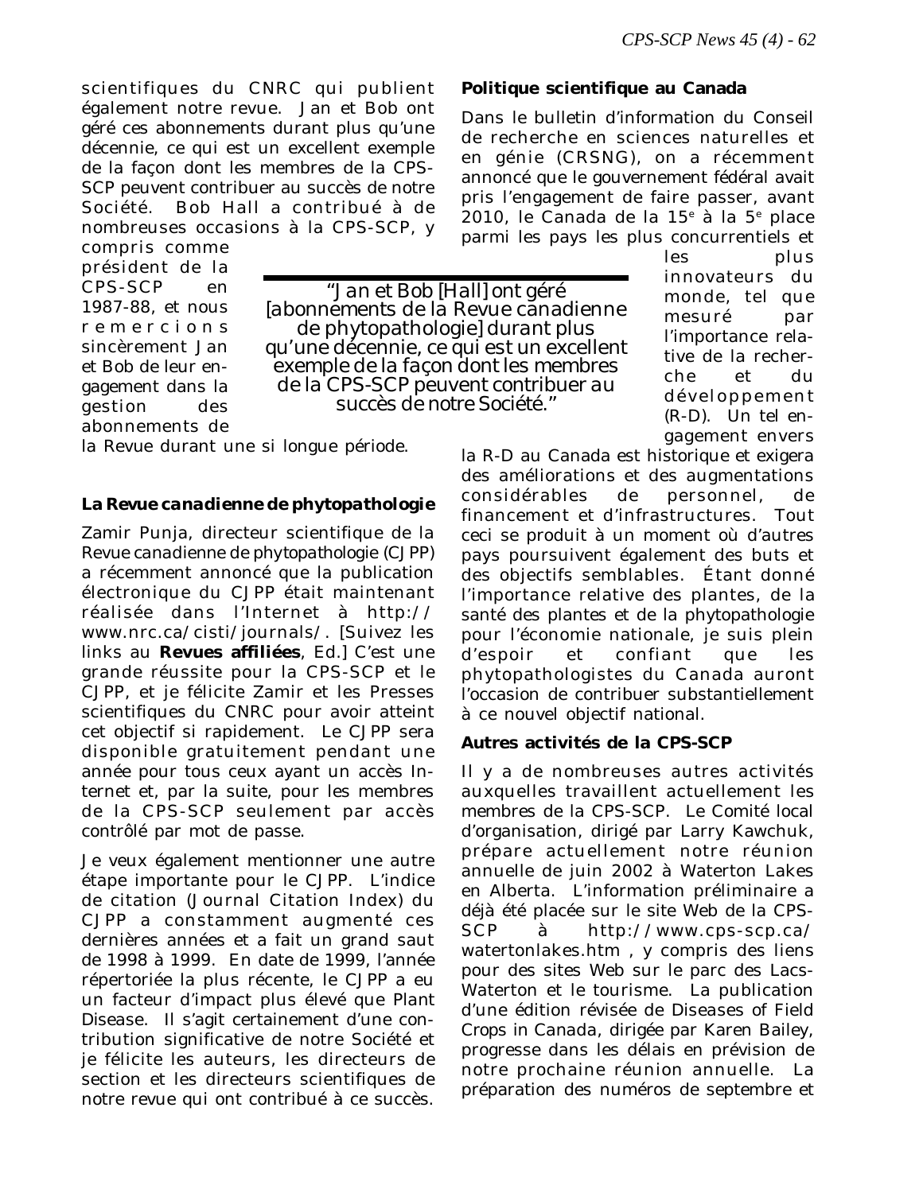scientifiques du CNRC qui publient également notre revue. Jan et Bob ont géré ces abonnements durant plus qu'une décennie, ce qui est un excellent exemple de la façon dont les membres de la CPS-SCP peuvent contribuer au succès de notre Société. Bob Hall a contribué à de nombreuses occasions à la CPS-SCP, y compris comme président de la CPS-SCP en 1987-88, et nous remercions sincèrement Jan et Bob de leur engagement dans la gestion des abonnements de la Revue durant une si longue période.

> "Jan et Bob [Hall] ont géré [abonnements de la Revue canadienne de phytopathologie] durant plus qu'une décennie, ce qui est un excellent exemple de la façon dont les membres de la CPS-SCP peuvent contribuer au succès de notre Société."

### *La Revue canadienne de phytopathologie*

Zamir Punja, directeur scientifique de la Revue canadienne de phytopathologie (CJPP) a récemment annoncé que la publication électronique du CJPP était maintenant réalisée dans l'Internet à http://www.nrc.ca/cisti/journals/. [Suivez les links au **Revues affiliées**, Ed.] C'est une grande réussite pour la CPS-SCP et le CJPP, et je félicite Zamir et les Presses scientifiques du CNRC pour avoir atteint cet objectif si rapidement. Le CJPP sera disponible gratuitement pendant une année pour tous ceux ayant un accès Internet et, par la suite, pour les membres de la CPS-SCP seulement par accès contrôlé par mot de passe.

Je veux également mentionner une autre étape importante pour le CJPP. L'indice de citation (Journal Citation Index) du CJPP a constamment augmenté ces dernières années et a fait un grand saut de 1998 à 1999. En date de 1999, l'année répertoriée la plus récente, le CJPP a eu un facteur d'impact plus élevé que Plant Disease. Il s'agit certainement d'une contribution significative de notre Société et je félicite les auteurs, les directeurs de section et les directeurs scientifiques de notre revue qui ont contribué à ce succès.

### Politique scientifique au Canada

Dans le bulletin d'information du Conseil de recherche en sciences naturelles et en génie (CRSNG), on a récemment annoncé que le gouvernement fédéral avait pris l'engagement de faire passer, avant 2010, le Canada de la 15[e] à la 5[e] place parmi les pays les plus concurrentiels et les plus innovateurs du monde, tel que mesuré par l'importance relative de la recherche et du développement (R-D). Un tel engagement envers la R-D au Canada est historique et exigera des améliorations et des augmentations considérables de personnel, de financement et d'infrastructures. Tout ceci se produit à un moment où d'autres pays poursuivent également des buts et des objectifs semblables. Étant donné l'importance relative des plantes, de la santé des plantes et de la phytopathologie pour l'économie nationale, je suis plein d'espoir et confiant que les phytopathologistes du Canada auront l'occasion de contribuer substantiellement à ce nouvel objectif national.

### Autres activités de la CPS-SCP

Il y a de nombreuses autres activités auxquelles travaillent actuellement les membres de la CPS-SCP. Le Comité local d'organisation, dirigé par Larry Kawchuk, prépare actuellement notre réunion annuelle de juin 2002 à Waterton Lakes en Alberta. L'information préliminaire a déjà été placée sur le site Web de la CPS-SCP à http://www.cps-scp.ca/watertonlakes.htm , y compris des liens pour des sites Web sur le parc des Lacs-Waterton et le tourisme. La publication d'une édition révisée de Diseases of Field Crops in Canada, dirigée par Karen Bailey, progresse dans les délais en prévision de notre prochaine réunion annuelle. La préparation des numéros de septembre et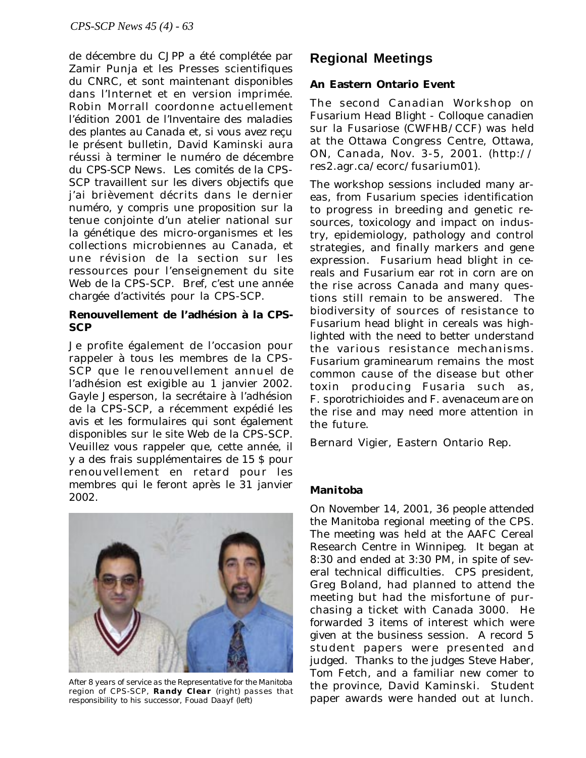de décembre du CJPP a été complétée par Zamir Punja et les Presses scientifiques du CNRC, et sont maintenant disponibles dans l'Internet et en version imprimée. Robin Morrall coordonne actuellement l'édition 2001 de l'Inventaire des maladies des plantes au Canada et, si vous avez reçu le présent bulletin, David Kaminski aura réussi à terminer le numéro de décembre du CPS-SCP News. Les comités de la CPS-SCP travaillent sur les divers objectifs que j'ai brièvement décrits dans le dernier numéro, y compris une proposition sur la tenue conjointe d'un atelier national sur la génétique des micro-organismes et les collections microbiennes au Canada, et une révision de la section sur les ressources pour l'enseignement du site Web de la CPS-SCP. Bref, c'est une année chargée d'activités pour la CPS-SCP.

### Renouvellement de l'adhésion à la CPS-SCP

Je profite également de l'occasion pour rappeler à tous les membres de la CPS-SCP que le renouvellement annuel de l'adhésion est exigible au 1 janvier 2002. Gayle Jesperson, la secrétaire à l'adhésion de la CPS-SCP, a récemment expédié les avis et les formulaires qui sont également disponibles sur le site Web de la CPS-SCP. Veuillez vous rappeler que, cette année, il y a des frais supplémentaires de 15 $ pour renouvellement en retard pour les membres qui le feront après le 31 janvier 2002.

After 8 years of service as the Representative for the Manitoba region of CPS-SCP, **Randy Clear** (right) passes that responsibility to his successor, Fouad Daayf (left)

## Regional Meetings

### An Eastern Ontario Event

The second Canadian Workshop on Fusarium Head Blight - Colloque canadien sur la Fusariose (CWFHB/CCF) was held at the Ottawa Congress Centre, Ottawa, ON, Canada, Nov. 3-5, 2001. (http://res2.agr.ca/ecorc/fusarium01).

The workshop sessions included many areas, from Fusarium species identification to progress in breeding and genetic resources, toxicology and impact on industry, epidemiology, pathology and control strategies, and finally markers and gene expression. Fusarium head blight in cereals and Fusarium ear rot in corn are on the rise across Canada and many questions still remain to be answered. The biodiversity of sources of resistance to Fusarium head blight in cereals was highlighted with the need to better understand the various resistance mechanisms. *Fusarium graminearum* remains the most common cause of the disease but other toxin producing Fusaria such as, *F. sporotrichioides* and *F. avenaceum* are on the rise and may need more attention in the future.

Bernard Vigier, Eastern Ontario Rep.

### Manitoba

On November 14, 2001, 36 people attended the Manitoba regional meeting of the CPS. The meeting was held at the AAFC Cereal Research Centre in Winnipeg. It began at 8:30 and ended at 3:30 PM, in spite of several technical difficulties. CPS president, Greg Boland, had planned to attend the meeting but had the misfortune of purchasing a ticket with Canada 3000. He forwarded 3 items of interest which were given at the business session. A record 5 student papers were presented and judged. Thanks to the judges Steve Haber, Tom Fetch, and a familiar new comer to the province, David Kaminski. Student paper awards were handed out at lunch.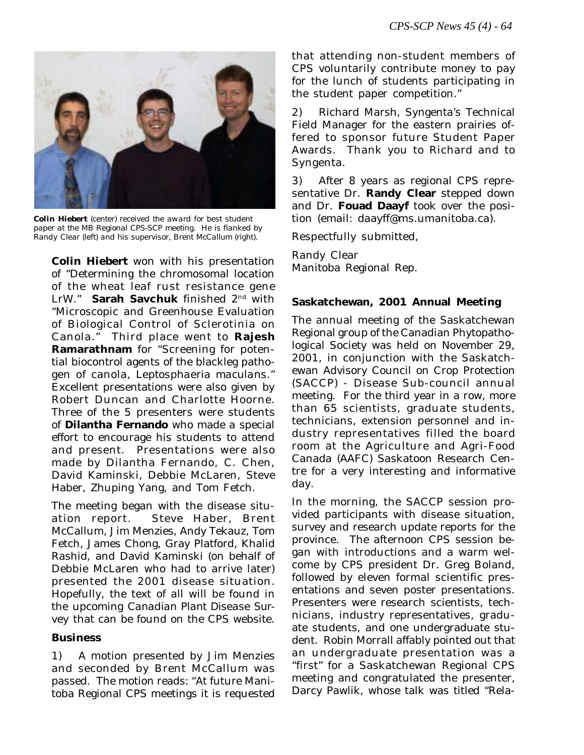**Colin Hiebert** (center) received the award for best student paper at the MB Regional CPS-SCP meeting. He is flanked by Randy Clear (left) and his supervisor, Brent McCallum (right).

**Colin Hiebert** won with his presentation of "Determining the chromosomal location of the wheat leaf rust resistance gene LrW." **Sarah Savchuk** finished 2nd with "Microscopic and Greenhouse Evaluation of Biological Control of Sclerotinia on Canola." Third place went to **Rajesh Ramarathnam** for "Screening for potential biocontrol agents of the blackleg pathogen of canola, Leptosphaeria maculans." Excellent presentations were also given by Robert Duncan and Charlotte Hoorne. Three of the 5 presenters were students of **Dilantha Fernando** who made a special effort to encourage his students to attend and present. Presentations were also made by Dilantha Fernando, C. Chen, David Kaminski, Debbie McLaren, Steve Haber, Zhuping Yang, and Tom Fetch.

The meeting began with the disease situation report. Steve Haber, Brent McCallum, Jim Menzies, Andy Tekauz, Tom Fetch, James Chong, Gray Platford, Khalid Rashid, and David Kaminski (on behalf of Debbie McLaren who had to arrive later) presented the 2001 disease situation. Hopefully, the text of all will be found in the upcoming Canadian Plant Disease Survey that can be found on the CPS website.

**Business**

1) A motion presented by Jim Menzies and seconded by Brent McCallum was passed. The motion reads: "At future Manitoba Regional CPS meetings it is requested that attending non-student members of CPS voluntarily contribute money to pay for the lunch of students participating in the student paper competition."

2) Richard Marsh, Syngenta's Technical Field Manager for the eastern prairies offered to sponsor future Student Paper Awards. Thank you to Richard and to Syngenta.

3) After 8 years as regional CPS representative Dr. **Randy Clear** stepped down and Dr. **Fouad Daayf** took over the position (email: daayff@ms.umanitoba.ca).

Respectfully submitted,

Randy Clear
Manitoba Regional Rep.

### Saskatchewan, 2001 Annual Meeting

The annual meeting of the Saskatchewan Regional group of the Canadian Phytopathological Society was held on November 29, 2001, in conjunction with the Saskatchewan Advisory Council on Crop Protection (SACCP) - Disease Sub-council annual meeting. For the third year in a row, more than 65 scientists, graduate students, technicians, extension personnel and industry representatives filled the board room at the Agriculture and Agri-Food Canada (AAFC) Saskatoon Research Centre for a very interesting and informative day.

In the morning, the SACCP session provided participants with disease situation, survey and research update reports for the province. The afternoon CPS session began with introductions and a warm welcome by CPS president Dr. Greg Boland, followed by eleven formal scientific presentations and seven poster presentations. Presenters were research scientists, technicians, industry representatives, graduate students, and one undergraduate student. Robin Morrall affably pointed out that an undergraduate presentation was a "first" for a Saskatchewan Regional CPS meeting and congratulated the presenter, Darcy Pawlik, whose talk was titled "Rela-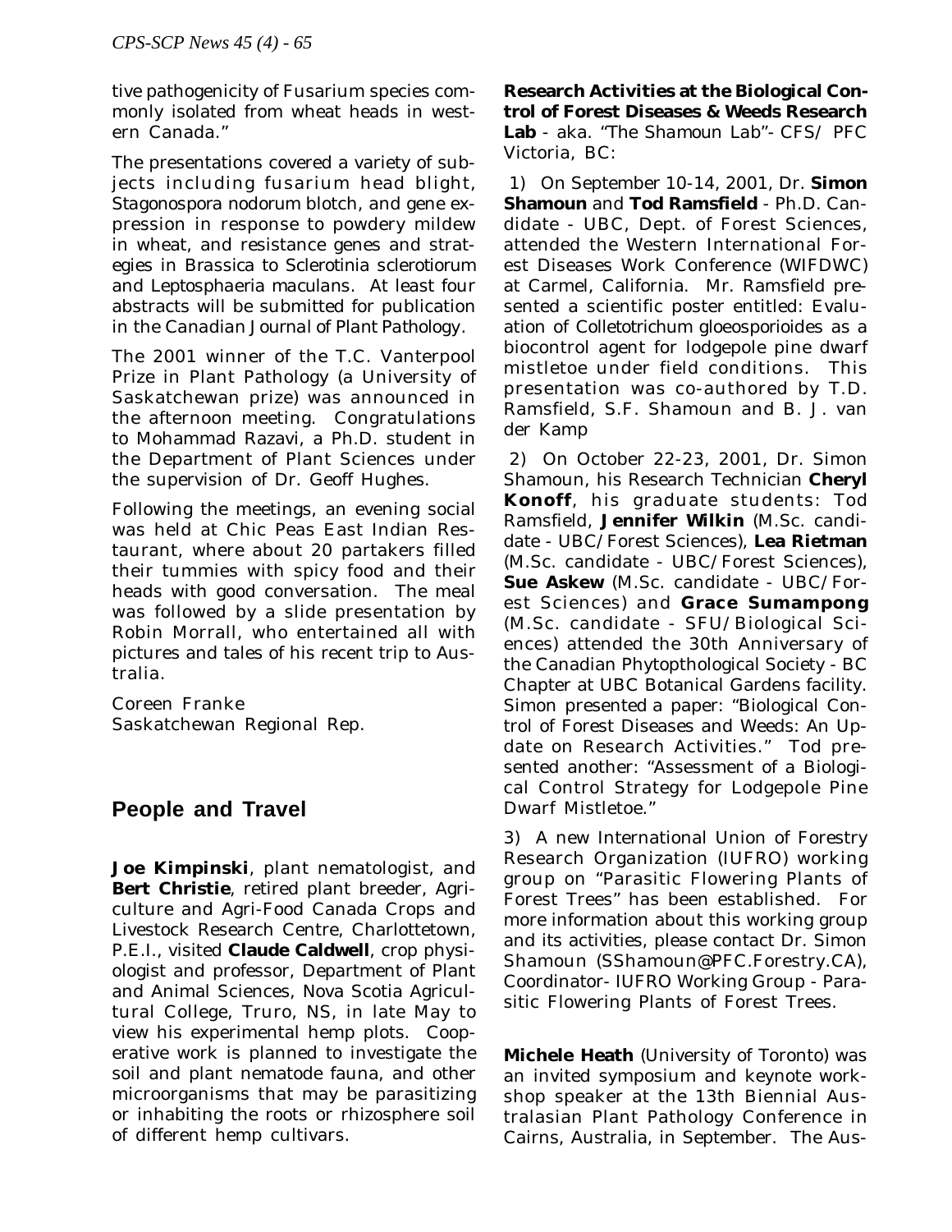tive pathogenicity of Fusarium species commonly isolated from wheat heads in western Canada."

The presentations covered a variety of subjects including fusarium head blight, Stagonospora nodorum blotch, and gene expression in response to powdery mildew in wheat, and resistance genes and strategies in Brassica to Sclerotinia sclerotiorum and Leptosphaeria maculans. At least four abstracts will be submitted for publication in the Canadian Journal of Plant Pathology.

The 2001 winner of the T.C. Vanterpool Prize in Plant Pathology (a University of Saskatchewan prize) was announced in the afternoon meeting. Congratulations to Mohammad Razavi, a Ph.D. student in the Department of Plant Sciences under the supervision of Dr. Geoff Hughes.

Following the meetings, an evening social was held at Chic Peas East Indian Restaurant, where about 20 partakers filled their tummies with spicy food and their heads with good conversation. The meal was followed by a slide presentation by Robin Morrall, who entertained all with pictures and tales of his recent trip to Australia.

Coreen Franke
Saskatchewan Regional Rep.

## People and Travel

**Joe Kimpinski**, plant nematologist, and **Bert Christie**, retired plant breeder, Agriculture and Agri-Food Canada Crops and Livestock Research Centre, Charlottetown, P.E.I., visited **Claude Caldwell**, crop physiologist and professor, Department of Plant and Animal Sciences, Nova Scotia Agricultural College, Truro, NS, in late May to view his experimental hemp plots. Cooperative work is planned to investigate the soil and plant nematode fauna, and other microorganisms that may be parasitizing or inhabiting the roots or rhizosphere soil of different hemp cultivars.

**Research Activities at the Biological Control of Forest Diseases & Weeds Research Lab** - aka. "The Shamoun Lab"- CFS/ PFC Victoria, BC:

1) On September 10-14, 2001, Dr. **Simon Shamoun** and **Tod Ramsfield** - Ph.D. Candidate - UBC, Dept. of Forest Sciences, attended the Western International Forest Diseases Work Conference (WIFDWC) at Carmel, California. Mr. Ramsfield presented a scientific poster entitled: Evaluation of Colletotrichum gloeosporioides as a biocontrol agent for lodgepole pine dwarf mistletoe under field conditions. This presentation was co-authored by T.D. Ramsfield, S.F. Shamoun and B. J. van der Kamp

2) On October 22-23, 2001, Dr. Simon Shamoun, his Research Technician **Cheryl Konoff**, his graduate students: Tod Ramsfield, **Jennifer Wilkin** (M.Sc. candidate - UBC/Forest Sciences), **Lea Rietman** (M.Sc. candidate - UBC/Forest Sciences), **Sue Askew** (M.Sc. candidate - UBC/Forest Sciences) and **Grace Sumampong** (M.Sc. candidate - SFU/Biological Sciences) attended the 30th Anniversary of the Canadian Phytopthological Society - BC Chapter at UBC Botanical Gardens facility. Simon presented a paper: "Biological Control of Forest Diseases and Weeds: An Update on Research Activities." Tod presented another: "Assessment of a Biological Control Strategy for Lodgepole Pine Dwarf Mistletoe."

3) A new International Union of Forestry Research Organization (IUFRO) working group on "Parasitic Flowering Plants of Forest Trees" has been established. For more information about this working group and its activities, please contact Dr. Simon Shamoun (SShamoun@PFC.Forestry.CA), Coordinator- IUFRO Working Group - Parasitic Flowering Plants of Forest Trees.

**Michele Heath** (University of Toronto) was an invited symposium and keynote workshop speaker at the 13th Biennial Australasian Plant Pathology Conference in Cairns, Australia, in September. The Aus-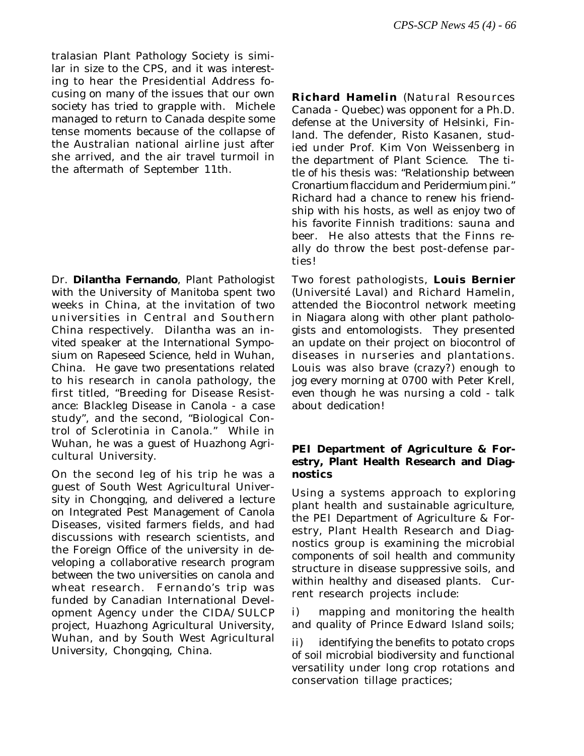tralasian Plant Pathology Society is similar in size to the CPS, and it was interesting to hear the Presidential Address focusing on many of the issues that our own society has tried to grapple with. Michele managed to return to Canada despite some tense moments because of the collapse of the Australian national airline just after she arrived, and the air travel turmoil in the aftermath of September 11th.

Dr. **Dilantha Fernando**, Plant Pathologist with the University of Manitoba spent two weeks in China, at the invitation of two universities in Central and Southern China respectively. Dilantha was an invited speaker at the International Symposium on Rapeseed Science, held in Wuhan, China. He gave two presentations related to his research in canola pathology, the first titled, "Breeding for Disease Resistance: Blackleg Disease in Canola - a case study", and the second, "Biological Control of Sclerotinia in Canola." While in Wuhan, he was a guest of Huazhong Agricultural University.

On the second leg of his trip he was a guest of South West Agricultural University in Chongqing, and delivered a lecture on Integrated Pest Management of Canola Diseases, visited farmers fields, and had discussions with research scientists, and the Foreign Office of the university in developing a collaborative research program between the two universities on canola and wheat research. Fernando's trip was funded by Canadian International Development Agency under the CIDA/SULCP project, Huazhong Agricultural University, Wuhan, and by South West Agricultural University, Chongqing, China.

**Richard Hamelin** (Natural Resources Canada - Quebec) was opponent for a Ph.D. defense at the University of Helsinki, Finland. The defender, Risto Kasanen, studied under Prof. Kim Von Weissenberg in the department of Plant Science. The title of his thesis was: "Relationship between *Cronartium flaccidum* and *Peridermium pini.*" Richard had a chance to renew his friendship with his hosts, as well as enjoy two of his favorite Finnish traditions: sauna and beer. He also attests that the Finns really do throw the best post-defense parties!

Two forest pathologists, **Louis Bernier** (Université Laval) and Richard Hamelin, attended the Biocontrol network meeting in Niagara along with other plant pathologists and entomologists. They presented an update on their project on biocontrol of diseases in nurseries and plantations. Louis was also brave (crazy?) enough to jog every morning at 0700 with Peter Krell, even though he was nursing a cold - talk about dedication!

**PEI Department of Agriculture & Forestry, Plant Health Research and Diagnostics**

Using a systems approach to exploring plant health and sustainable agriculture, the PEI Department of Agriculture & Forestry, Plant Health Research and Diagnostics group is examining the microbial components of soil health and community structure in disease suppressive soils, and within healthy and diseased plants. Current research projects include:

i) mapping and monitoring the health and quality of Prince Edward Island soils;

ii) identifying the benefits to potato crops of soil microbial biodiversity and functional versatility under long crop rotations and conservation tillage practices;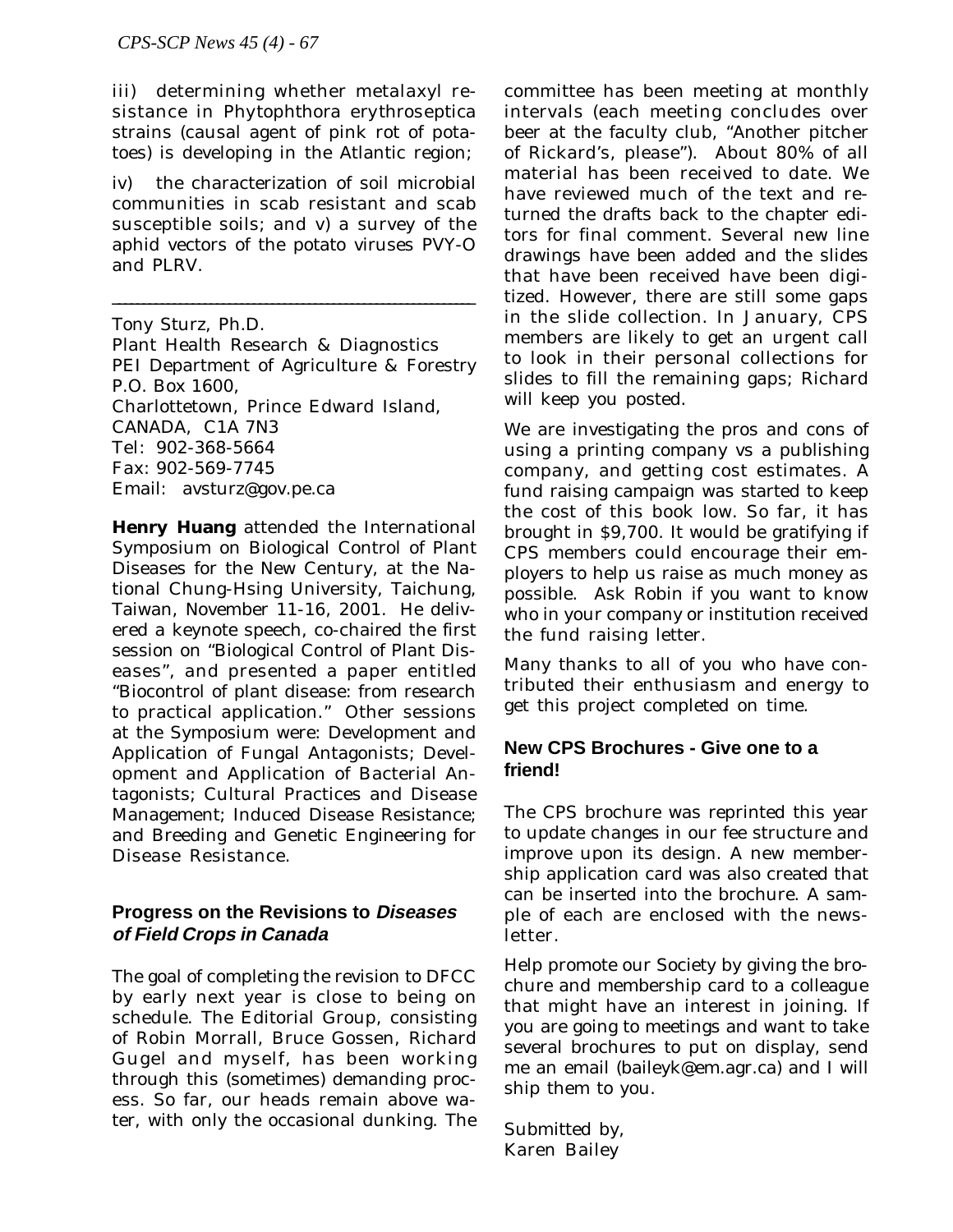iii) determining whether metalaxyl resistance in Phytophthora erythroseptica strains (causal agent of pink rot of potatoes) is developing in the Atlantic region;

iv) the characterization of soil microbial communities in scab resistant and scab susceptible soils; and v) a survey of the aphid vectors of the potato viruses PVY-O and PLRV.

---

Tony Sturz, Ph.D.
Plant Health Research & Diagnostics
PEI Department of Agriculture & Forestry
P.O. Box 1600,
Charlottetown, Prince Edward Island,
CANADA, C1A 7N3
Tel: 902-368-5664
Fax: 902-569-7745
Email: avsturz@gov.pe.ca

**Henry Huang** attended the International Symposium on Biological Control of Plant Diseases for the New Century, at the National Chung-Hsing University, Taichung, Taiwan, November 11-16, 2001. He delivered a keynote speech, co-chaired the first session on "Biological Control of Plant Diseases", and presented a paper entitled "Biocontrol of plant disease: from research to practical application." Other sessions at the Symposium were: Development and Application of Fungal Antagonists; Development and Application of Bacterial Antagonists; Cultural Practices and Disease Management; Induced Disease Resistance; and Breeding and Genetic Engineering for Disease Resistance.

## Progress on the Revisions to *Diseases of Field Crops in Canada*

The goal of completing the revision to DFCC by early next year is close to being on schedule. The Editorial Group, consisting of Robin Morrall, Bruce Gossen, Richard Gugel and myself, has been working through this (sometimes) demanding process. So far, our heads remain above water, with only the occasional dunking. The committee has been meeting at monthly intervals (each meeting concludes over beer at the faculty club, "Another pitcher of Rickard's, please"). About 80% of all material has been received to date. We have reviewed much of the text and returned the drafts back to the chapter editors for final comment. Several new line drawings have been added and the slides that have been received have been digitized. However, there are still some gaps in the slide collection. In January, CPS members are likely to get an urgent call to look in their personal collections for slides to fill the remaining gaps; Richard will keep you posted.

We are investigating the pros and cons of using a printing company vs a publishing company, and getting cost estimates. A fund raising campaign was started to keep the cost of this book low. So far, it has brought in $9,700. It would be gratifying if CPS members could encourage their employers to help us raise as much money as possible. Ask Robin if you want to know who in your company or institution received the fund raising letter.

Many thanks to all of you who have contributed their enthusiasm and energy to get this project completed on time.

## New CPS Brochures - Give one to a friend!

The CPS brochure was reprinted this year to update changes in our fee structure and improve upon its design. A new membership application card was also created that can be inserted into the brochure. A sample of each are enclosed with the newsletter.

Help promote our Society by giving the brochure and membership card to a colleague that might have an interest in joining. If you are going to meetings and want to take several brochures to put on display, send me an email (baileyk@em.agr.ca) and I will ship them to you.

Submitted by,
Karen Bailey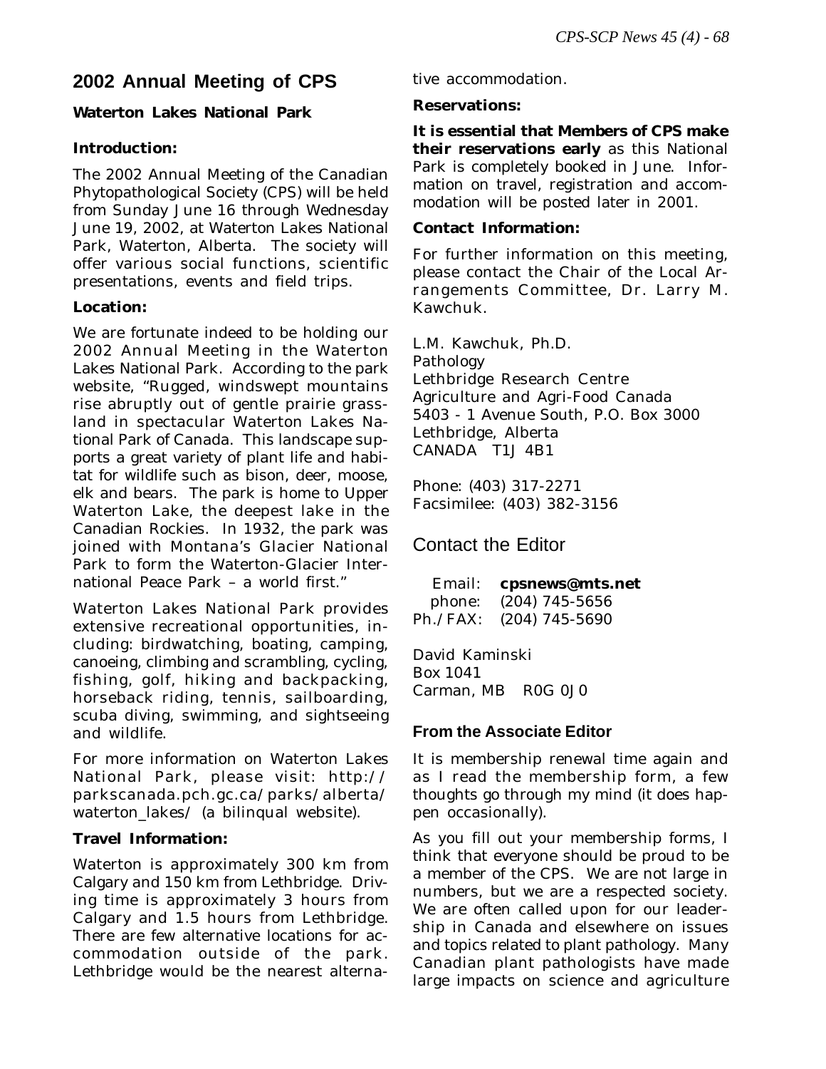## 2002 Annual Meeting of CPS

### Waterton Lakes National Park

**Introduction:**

The 2002 Annual Meeting of the Canadian Phytopathological Society (CPS) will be held from Sunday June 16 through Wednesday June 19, 2002, at Waterton Lakes National Park, Waterton, Alberta. The society will offer various social functions, scientific presentations, events and field trips.

**Location:**

We are fortunate indeed to be holding our 2002 Annual Meeting in the Waterton Lakes National Park. According to the park website, "Rugged, windswept mountains rise abruptly out of gentle prairie grassland in spectacular Waterton Lakes National Park of Canada. This landscape supports a great variety of plant life and habitat for wildlife such as bison, deer, moose, elk and bears. The park is home to Upper Waterton Lake, the deepest lake in the Canadian Rockies. In 1932, the park was joined with Montana's Glacier National Park to form the Waterton-Glacier International Peace Park – a world first."

Waterton Lakes National Park provides extensive recreational opportunities, including: birdwatching, boating, camping, canoeing, climbing and scrambling, cycling, fishing, golf, hiking and backpacking, horseback riding, tennis, sailboarding, scuba diving, swimming, and sightseeing and wildlife.

For more information on Waterton Lakes National Park, please visit: http://parkscanada.pch.gc.ca/parks/alberta/waterton_lakes/ (a bilinqual website).

**Travel Information:**

Waterton is approximately 300 km from Calgary and 150 km from Lethbridge. Driving time is approximately 3 hours from Calgary and 1.5 hours from Lethbridge. There are few alternative locations for accommodation outside of the park. Lethbridge would be the nearest alternative accommodation.

**Reservations:**

**It is essential that Members of CPS make their reservations early** as this National Park is completely booked in June. Information on travel, registration and accommodation will be posted later in 2001.

**Contact Information:**

For further information on this meeting, please contact the Chair of the Local Arrangements Committee, Dr. Larry M. Kawchuk.

L.M. Kawchuk, Ph.D.
Pathology
Lethbridge Research Centre
Agriculture and Agri-Food Canada
5403 - 1 Avenue South, P.O. Box 3000
Lethbridge, Alberta
CANADA T1J 4B1

Phone: (403) 317-2271
Facsimilee: (403) 382-3156

## Contact the Editor

Email: **cpsnews@mts.net**
phone: (204) 745-5656
Ph./FAX: (204) 745-5690

David Kaminski
Box 1041
Carman, MB R0G 0J0

### From the Associate Editor

It is membership renewal time again and as I read the membership form, a few thoughts go through my mind (it does happen occasionally).

As you fill out your membership forms, I think that everyone should be proud to be a member of the CPS. We are not large in numbers, but we are a respected society. We are often called upon for our leadership in Canada and elsewhere on issues and topics related to plant pathology. Many Canadian plant pathologists have made large impacts on science and agriculture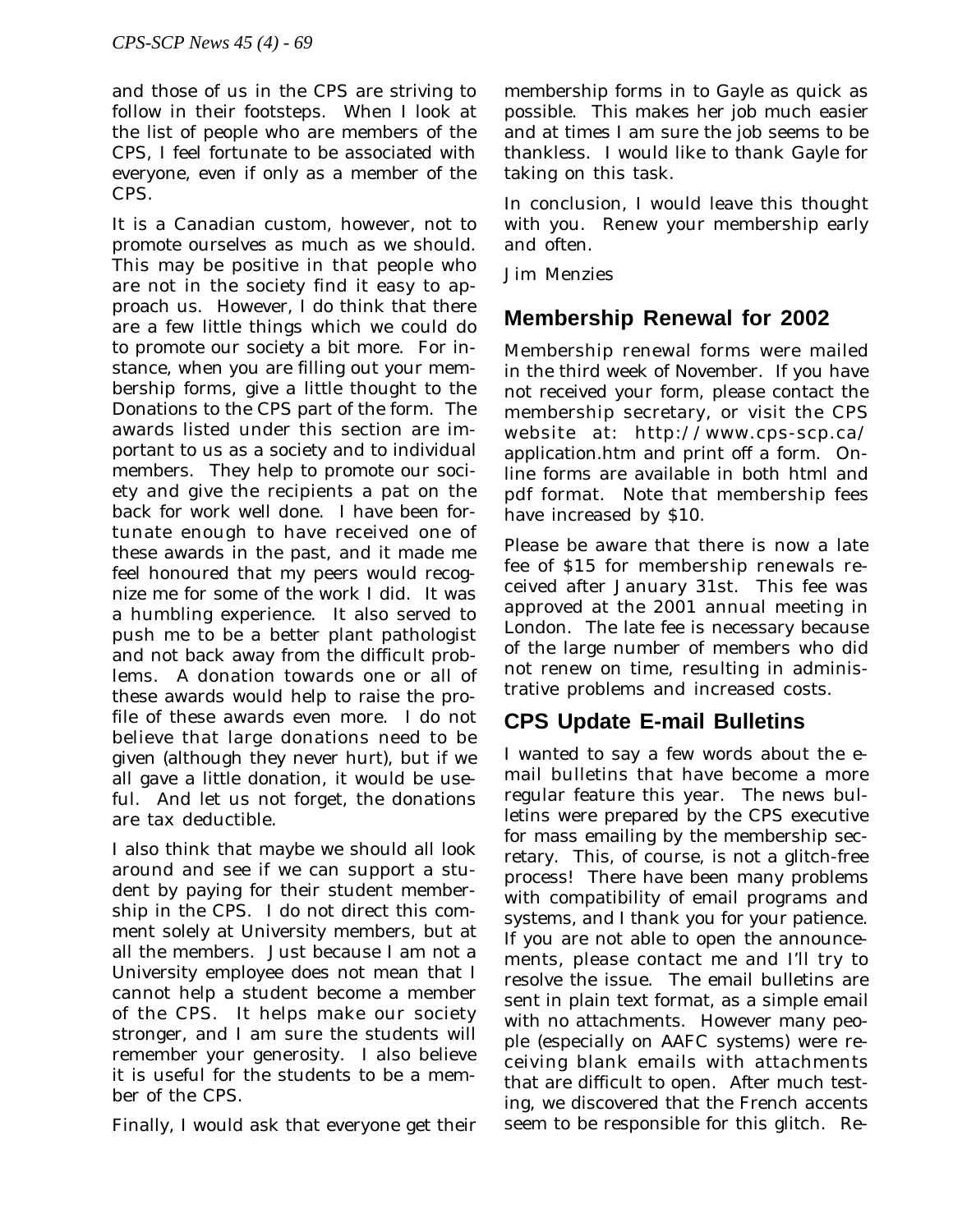and those of us in the CPS are striving to follow in their footsteps. When I look at the list of people who are members of the CPS, I feel fortunate to be associated with everyone, even if only as a member of the CPS.

It is a Canadian custom, however, not to promote ourselves as much as we should. This may be positive in that people who are not in the society find it easy to approach us. However, I do think that there are a few little things which we could do to promote our society a bit more. For instance, when you are filling out your membership forms, give a little thought to the Donations to the CPS part of the form. The awards listed under this section are important to us as a society and to individual members. They help to promote our society and give the recipients a pat on the back for work well done. I have been fortunate enough to have received one of these awards in the past, and it made me feel honoured that my peers would recognize me for some of the work I did. It was a humbling experience. It also served to push me to be a better plant pathologist and not back away from the difficult problems. A donation towards one or all of these awards would help to raise the profile of these awards even more. I do not believe that large donations need to be given (although they never hurt), but if we all gave a little donation, it would be useful. And let us not forget, the donations are tax deductible.

I also think that maybe we should all look around and see if we can support a student by paying for their student membership in the CPS. I do not direct this comment solely at University members, but at all the members. Just because I am not a University employee does not mean that I cannot help a student become a member of the CPS. It helps make our society stronger, and I am sure the students will remember your generosity. I also believe it is useful for the students to be a member of the CPS.

Finally, I would ask that everyone get their membership forms in to Gayle as quick as possible. This makes her job much easier and at times I am sure the job seems to be thankless. I would like to thank Gayle for taking on this task.

In conclusion, I would leave this thought with you. Renew your membership early and often.

Jim Menzies

## Membership Renewal for 2002

Membership renewal forms were mailed in the third week of November. If you have not received your form, please contact the membership secretary, or visit the CPS website at: http://www.cps-scp.ca/application.htm and print off a form. Online forms are available in both html and pdf format. Note that membership fees have increased by $10.

Please be aware that there is now a late fee of $15 for membership renewals received after January 31st. This fee was approved at the 2001 annual meeting in London. The late fee is necessary because of the large number of members who did not renew on time, resulting in administrative problems and increased costs.

## CPS Update E-mail Bulletins

I wanted to say a few words about the e-mail bulletins that have become a more regular feature this year. The news bulletins were prepared by the CPS executive for mass emailing by the membership secretary. This, of course, is not a glitch-free process! There have been many problems with compatibility of email programs and systems, and I thank you for your patience. If you are not able to open the announcements, please contact me and I'll try to resolve the issue. The email bulletins are sent in plain text format, as a simple email with no attachments. However many people (especially on AAFC systems) were receiving blank emails with attachments that are difficult to open. After much testing, we discovered that the French accents seem to be responsible for this glitch. Re-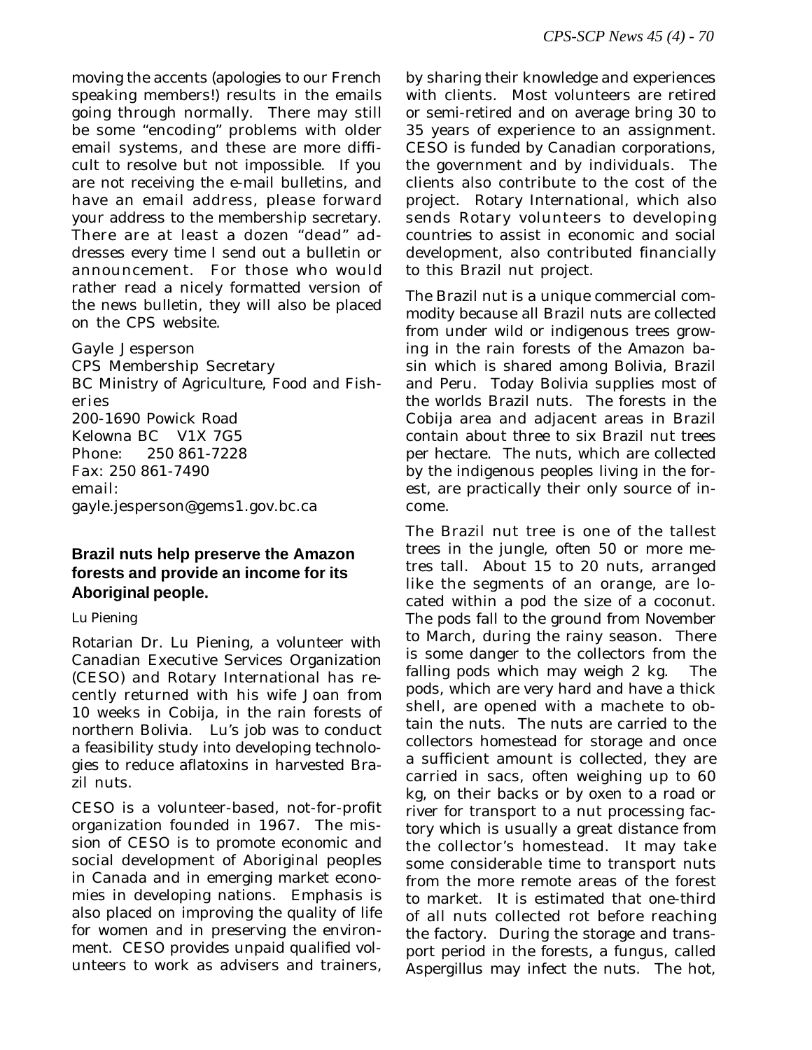moving the accents (apologies to our French speaking members!) results in the emails going through normally. There may still be some "encoding" problems with older email systems, and these are more difficult to resolve but not impossible. If you are not receiving the e-mail bulletins, and have an email address, please forward your address to the membership secretary. There are at least a dozen "dead" addresses every time I send out a bulletin or announcement. For those who would rather read a nicely formatted version of the news bulletin, they will also be placed on the CPS website.

Gayle Jesperson  
CPS Membership Secretary  
BC Ministry of Agriculture, Food and Fisheries  
200-1690 Powick Road  
Kelowna BC V1X 7G5  
Phone: 250 861-7228  
Fax: 250 861-7490  
email:  
gayle.jesperson@gems1.gov.bc.ca

### Brazil nuts help preserve the Amazon forests and provide an income for its Aboriginal people.

Lu Piening

Rotarian Dr. Lu Piening, a volunteer with Canadian Executive Services Organization (CESO) and Rotary International has recently returned with his wife Joan from 10 weeks in Cobija, in the rain forests of northern Bolivia. Lu's job was to conduct a feasibility study into developing technologies to reduce aflatoxins in harvested Brazil nuts.

CESO is a volunteer-based, not-for-profit organization founded in 1967. The mission of CESO is to promote economic and social development of Aboriginal peoples in Canada and in emerging market economies in developing nations. Emphasis is also placed on improving the quality of life for women and in preserving the environment. CESO provides unpaid qualified volunteers to work as advisers and trainers, by sharing their knowledge and experiences with clients. Most volunteers are retired or semi-retired and on average bring 30 to 35 years of experience to an assignment. CESO is funded by Canadian corporations, the government and by individuals. The clients also contribute to the cost of the project. Rotary International, which also sends Rotary volunteers to developing countries to assist in economic and social development, also contributed financially to this Brazil nut project.

The Brazil nut is a unique commercial commodity because all Brazil nuts are collected from under wild or indigenous trees growing in the rain forests of the Amazon basin which is shared among Bolivia, Brazil and Peru. Today Bolivia supplies most of the worlds Brazil nuts. The forests in the Cobija area and adjacent areas in Brazil contain about three to six Brazil nut trees per hectare. The nuts, which are collected by the indigenous peoples living in the forest, are practically their only source of income.

The Brazil nut tree is one of the tallest trees in the jungle, often 50 or more metres tall. About 15 to 20 nuts, arranged like the segments of an orange, are located within a pod the size of a coconut. The pods fall to the ground from November to March, during the rainy season. There is some danger to the collectors from the falling pods which may weigh 2 kg. The pods, which are very hard and have a thick shell, are opened with a machete to obtain the nuts. The nuts are carried to the collectors homestead for storage and once a sufficient amount is collected, they are carried in sacs, often weighing up to 60 kg, on their backs or by oxen to a road or river for transport to a nut processing factory which is usually a great distance from the collector's homestead. It may take some considerable time to transport nuts from the more remote areas of the forest to market. It is estimated that one-third of all nuts collected rot before reaching the factory. During the storage and transport period in the forests, a fungus, called Aspergillus may infect the nuts. The hot,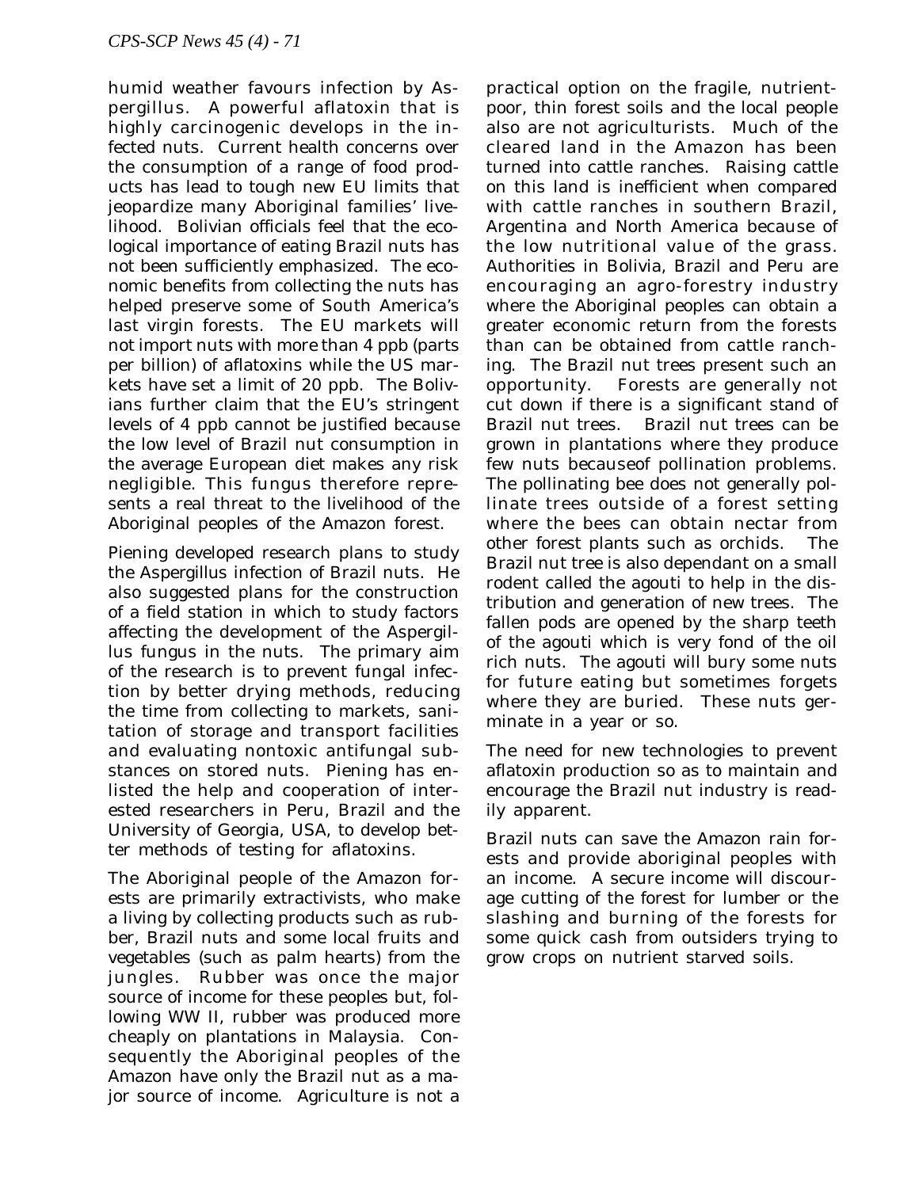humid weather favours infection by Aspergillus. A powerful aflatoxin that is highly carcinogenic develops in the infected nuts. Current health concerns over the consumption of a range of food products has lead to tough new EU limits that jeopardize many Aboriginal families' livelihood. Bolivian officials feel that the ecological importance of eating Brazil nuts has not been sufficiently emphasized. The economic benefits from collecting the nuts has helped preserve some of South America's last virgin forests. The EU markets will not import nuts with more than 4 ppb (parts per billion) of aflatoxins while the US markets have set a limit of 20 ppb. The Bolivians further claim that the EU's stringent levels of 4 ppb cannot be justified because the low level of Brazil nut consumption in the average European diet makes any risk negligible. This fungus therefore represents a real threat to the livelihood of the Aboriginal peoples of the Amazon forest.

Piening developed research plans to study the Aspergillus infection of Brazil nuts. He also suggested plans for the construction of a field station in which to study factors affecting the development of the Aspergillus fungus in the nuts. The primary aim of the research is to prevent fungal infection by better drying methods, reducing the time from collecting to markets, sanitation of storage and transport facilities and evaluating nontoxic antifungal substances on stored nuts. Piening has enlisted the help and cooperation of interested researchers in Peru, Brazil and the University of Georgia, USA, to develop better methods of testing for aflatoxins.

The Aboriginal people of the Amazon forests are primarily extractivists, who make a living by collecting products such as rubber, Brazil nuts and some local fruits and vegetables (such as palm hearts) from the jungles. Rubber was once the major source of income for these peoples but, following WW II, rubber was produced more cheaply on plantations in Malaysia. Consequently the Aboriginal peoples of the Amazon have only the Brazil nut as a major source of income. Agriculture is not a practical option on the fragile, nutrient-poor, thin forest soils and the local people also are not agriculturists. Much of the cleared land in the Amazon has been turned into cattle ranches. Raising cattle on this land is inefficient when compared with cattle ranches in southern Brazil, Argentina and North America because of the low nutritional value of the grass. Authorities in Bolivia, Brazil and Peru are encouraging an agro-forestry industry where the Aboriginal peoples can obtain a greater economic return from the forests than can be obtained from cattle ranching. The Brazil nut trees present such an opportunity. Forests are generally not cut down if there is a significant stand of Brazil nut trees. Brazil nut trees can be grown in plantations where they produce few nuts becauseof pollination problems. The pollinating bee does not generally pollinate trees outside of a forest setting where the bees can obtain nectar from other forest plants such as orchids. The Brazil nut tree is also dependant on a small rodent called the agouti to help in the distribution and generation of new trees. The fallen pods are opened by the sharp teeth of the agouti which is very fond of the oil rich nuts. The agouti will bury some nuts for future eating but sometimes forgets where they are buried. These nuts germinate in a year or so.

The need for new technologies to prevent aflatoxin production so as to maintain and encourage the Brazil nut industry is readily apparent.

Brazil nuts can save the Amazon rain forests and provide aboriginal peoples with an income. A secure income will discourage cutting of the forest for lumber or the slashing and burning of the forests for some quick cash from outsiders trying to grow crops on nutrient starved soils.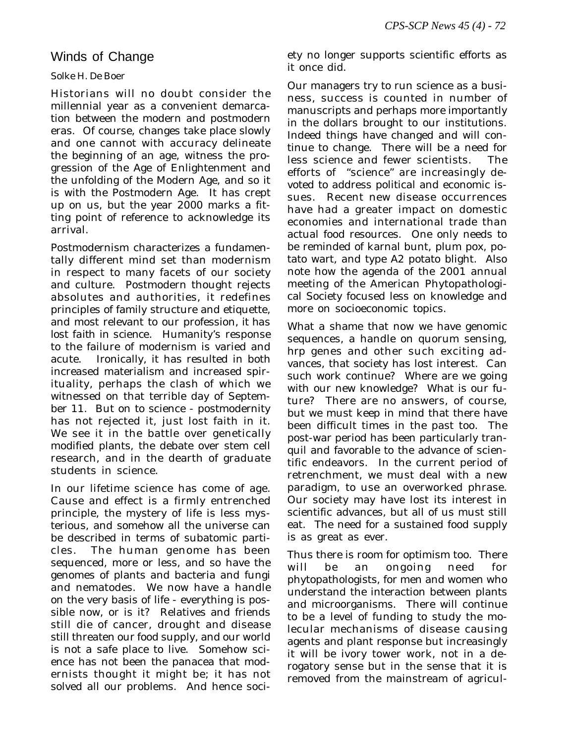# Winds of Change

Solke H. De Boer

Historians will no doubt consider the millennial year as a convenient demarcation between the modern and postmodern eras. Of course, changes take place slowly and one cannot with accuracy delineate the beginning of an age, witness the progression of the Age of Enlightenment and the unfolding of the Modern Age, and so it is with the Postmodern Age. It has crept up on us, but the year 2000 marks a fitting point of reference to acknowledge its arrival.

Postmodernism characterizes a fundamentally different mind set than modernism in respect to many facets of our society and culture. Postmodern thought rejects absolutes and authorities, it redefines principles of family structure and etiquette, and most relevant to our profession, it has lost faith in science. Humanity's response to the failure of modernism is varied and acute. Ironically, it has resulted in both increased materialism and increased spirituality, perhaps the clash of which we witnessed on that terrible day of September 11. But on to science - postmodernity has not rejected it, just lost faith in it. We see it in the battle over genetically modified plants, the debate over stem cell research, and in the dearth of graduate students in science.

In our lifetime science has come of age. Cause and effect is a firmly entrenched principle, the mystery of life is less mysterious, and somehow all the universe can be described in terms of subatomic particles. The human genome has been sequenced, more or less, and so have the genomes of plants and bacteria and fungi and nematodes. We now have a handle on the very basis of life - everything is possible now, or is it? Relatives and friends still die of cancer, drought and disease still threaten our food supply, and our world is not a safe place to live. Somehow science has not been the panacea that modernists thought it might be; it has not solved all our problems. And hence society no longer supports scientific efforts as it once did.

Our managers try to run science as a business, success is counted in number of manuscripts and perhaps more importantly in the dollars brought to our institutions. Indeed things have changed and will continue to change. There will be a need for less science and fewer scientists. The efforts of "science" are increasingly devoted to address political and economic issues. Recent new disease occurrences have had a greater impact on domestic economies and international trade than actual food resources. One only needs to be reminded of karnal bunt, plum pox, potato wart, and type A2 potato blight. Also note how the agenda of the 2001 annual meeting of the American Phytopathological Society focused less on knowledge and more on socioeconomic topics.

What a shame that now we have genomic sequences, a handle on quorum sensing, hrp genes and other such exciting advances, that society has lost interest. Can such work continue? Where are we going with our new knowledge? What is our future? There are no answers, of course, but we must keep in mind that there have been difficult times in the past too. The post-war period has been particularly tranquil and favorable to the advance of scientific endeavors. In the current period of retrenchment, we must deal with a new paradigm, to use an overworked phrase. Our society may have lost its interest in scientific advances, but all of us must still eat. The need for a sustained food supply is as great as ever.

Thus there is room for optimism too. There will be an ongoing need for phytopathologists, for men and women who understand the interaction between plants and microorganisms. There will continue to be a level of funding to study the molecular mechanisms of disease causing agents and plant response but increasingly it will be ivory tower work, not in a derogatory sense but in the sense that it is removed from the mainstream of agricul-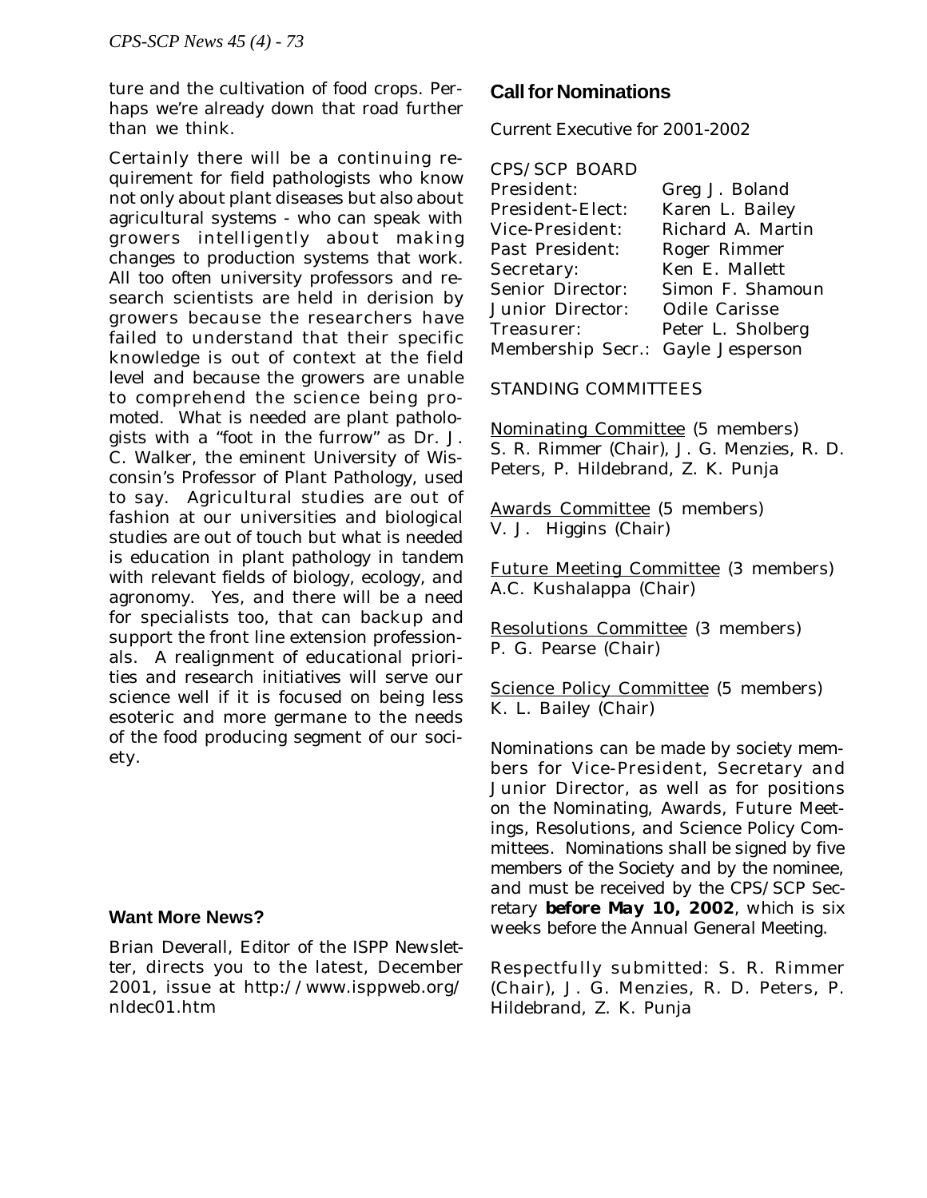ture and the cultivation of food crops. Perhaps we're already down that road further than we think.

Certainly there will be a continuing requirement for field pathologists who know not only about plant diseases but also about agricultural systems - who can speak with growers intelligently about making changes to production systems that work. All too often university professors and research scientists are held in derision by growers because the researchers have failed to understand that their specific knowledge is out of context at the field level and because the growers are unable to comprehend the science being promoted. What is needed are plant pathologists with a "foot in the furrow" as Dr. J. C. Walker, the eminent University of Wisconsin's Professor of Plant Pathology, used to say. Agricultural studies are out of fashion at our universities and biological studies are out of touch but what is needed is education in plant pathology in tandem with relevant fields of biology, ecology, and agronomy. Yes, and there will be a need for specialists too, that can backup and support the front line extension professionals. A realignment of educational priorities and research initiatives will serve our science well if it is focused on being less esoteric and more germane to the needs of the food producing segment of our society.

## Want More News?

Brian Deverall, Editor of the ISPP Newsletter, directs you to the latest, December 2001, issue at http://www.isppweb.org/nldec01.htm

## Call for Nominations

Current Executive for 2001-2002

CPS/SCP BOARD

| | |
|---|---|
| President: | Greg J. Boland |
| President-Elect: | Karen L. Bailey |
| Vice-President: | Richard A. Martin |
| Past President: | Roger Rimmer |
| Secretary: | Ken E. Mallett |
| Senior Director: | Simon F. Shamoun |
| Junior Director: | Odile Carisse |
| Treasurer: | Peter L. Sholberg |
| Membership Secr.: | Gayle Jesperson |

STANDING COMMITTEES

Nominating Committee (5 members)
S. R. Rimmer (Chair), J. G. Menzies, R. D. Peters, P. Hildebrand, Z. K. Punja

Awards Committee (5 members)
V. J. Higgins (Chair)

Future Meeting Committee (3 members)
A.C. Kushalappa (Chair)

Resolutions Committee (3 members)
P. G. Pearse (Chair)

Science Policy Committee (5 members)
K. L. Bailey (Chair)

Nominations can be made by society members for Vice-President, Secretary and Junior Director, as well as for positions on the Nominating, Awards, Future Meetings, Resolutions, and Science Policy Committees. Nominations shall be signed by five members of the Society and by the nominee, and must be received by the CPS/SCP Secretary **before May 10, 2002**, which is six weeks before the Annual General Meeting.

Respectfully submitted: S. R. Rimmer (Chair), J. G. Menzies, R. D. Peters, P. Hildebrand, Z. K. Punja